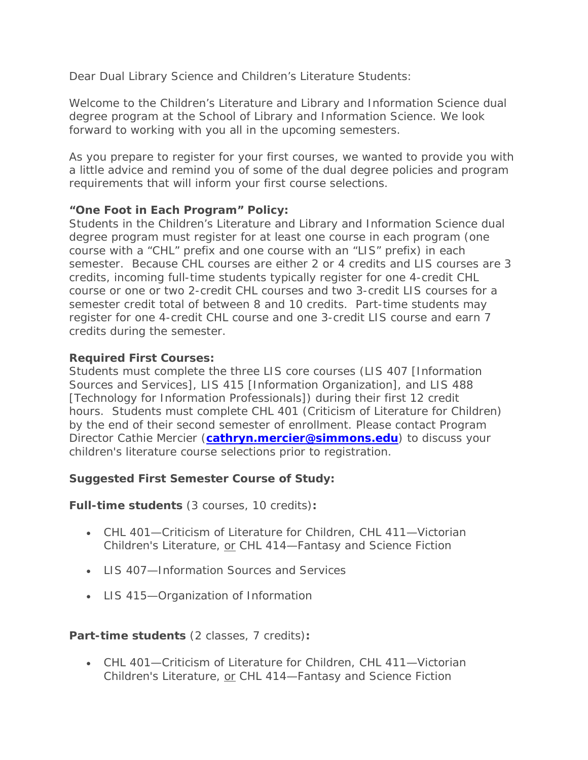Dear Dual Library Science and Children's Literature Students:

Welcome to the Children's Literature and Library and Information Science dual degree program at the School of Library and Information Science. We look forward to working with you all in the upcoming semesters.

As you prepare to register for your first courses, we wanted to provide you with a little advice and remind you of some of the dual degree policies and program requirements that will inform your first course selections.

**"One Foot in Each Program" Policy:**
Students in the Children's Literature and Library and Information Science dual degree program must register for at least one course in each program (one course with a "CHL" prefix and one course with an "LIS" prefix) in each semester. Because CHL courses are either 2 or 4 credits and LIS courses are 3 credits, incoming full-time students typically register for one 4-credit CHL course or one or two 2-credit CHL courses and two 3-credit LIS courses for a semester credit total of between 8 and 10 credits. Part-time students may register for one 4-credit CHL course and one 3-credit LIS course and earn 7 credits during the semester.

**Required First Courses:**
Students must complete the three LIS core courses (LIS 407 [Information Sources and Services], LIS 415 [Information Organization], and LIS 488 [Technology for Information Professionals]) during their first 12 credit hours. Students must complete CHL 401 (Criticism of Literature for Children) by the end of their second semester of enrollment. Please contact Program Director Cathie Mercier (**cathryn.mercier@simmons.edu**) to discuss your children's literature course selections prior to registration.

**Suggested First Semester Course of Study:**

**Full-time students** (3 courses, 10 credits)**:**

- CHL 401—Criticism of Literature for Children, CHL 411—Victorian Children's Literature, or CHL 414—Fantasy and Science Fiction
- LIS 407—Information Sources and Services
- LIS 415—Organization of Information

**Part-time students** (2 classes, 7 credits)**:**

- CHL 401—Criticism of Literature for Children, CHL 411—Victorian Children's Literature, or CHL 414—Fantasy and Science Fiction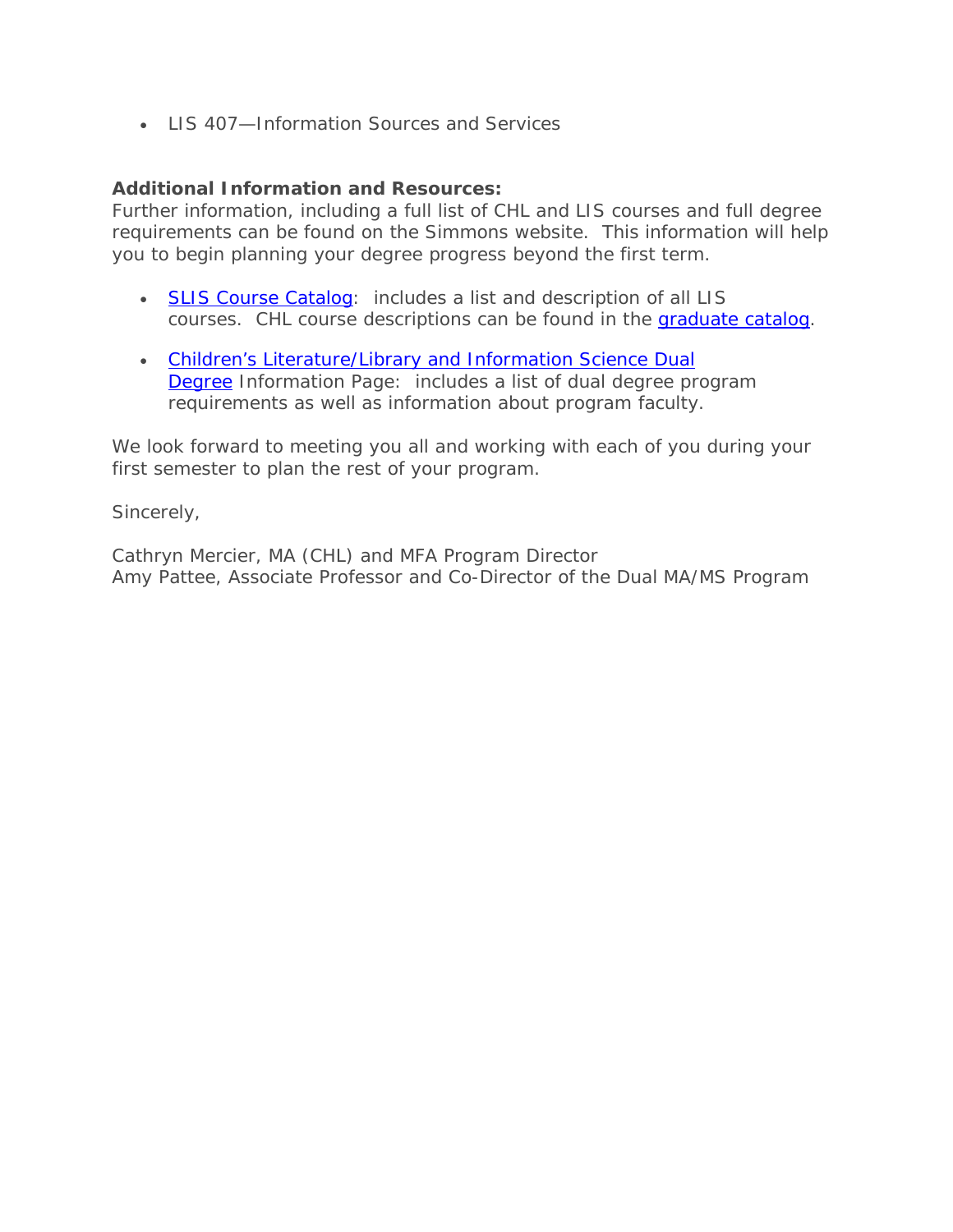- LIS 407—Information Sources and Services

**Additional Information and Resources:**
Further information, including a full list of CHL and LIS courses and full degree requirements can be found on the Simmons website. This information will help you to begin planning your degree progress beyond the first term.

- SLIS Course Catalog: includes a list and description of all LIS courses. CHL course descriptions can be found in the graduate catalog.
- Children's Literature/Library and Information Science Dual Degree Information Page: includes a list of dual degree program requirements as well as information about program faculty.

We look forward to meeting you all and working with each of you during your first semester to plan the rest of your program.

Sincerely,

Cathryn Mercier, MA (CHL) and MFA Program Director
Amy Pattee, Associate Professor and Co-Director of the Dual MA/MS Program